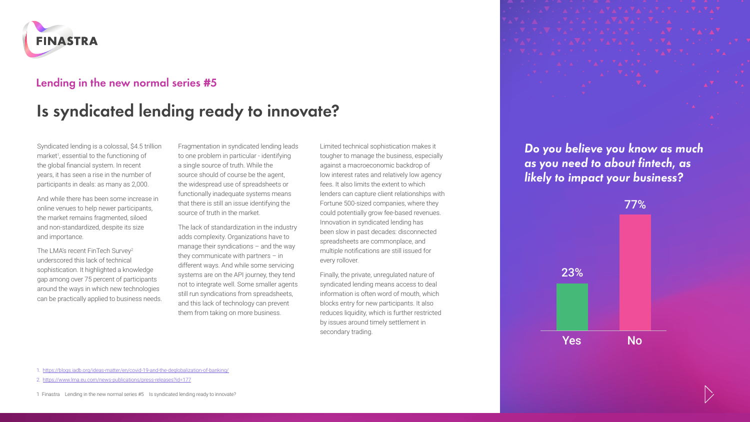## Lending in the new normal series #5

# Is syndicated lending ready to innovate?

Syndicated lending is a colossal, $4.5 trillion market[1], essential to the functioning of the global financial system. In recent years, it has seen a rise in the number of participants in deals: as many as 2,000.

And while there has been some increase in online venues to help newer participants, the market remains fragmented, siloed and non-standardized, despite its size and importance.

The LMA's recent FinTech Survey[2] underscored this lack of technical sophistication. It highlighted a knowledge gap among over 75 percent of participants around the ways in which new technologies can be practically applied to business needs.

Fragmentation in syndicated lending leads to one problem in particular - identifying a single source of truth. While the source should of course be the agent, the widespread use of spreadsheets or functionally inadequate systems means that there is still an issue identifying the source of truth in the market.

The lack of standardization in the industry adds complexity. Organizations have to manage their syndications – and the way they communicate with partners – in different ways. And while some servicing systems are on the API journey, they tend not to integrate well. Some smaller agents still run syndications from spreadsheets, and this lack of technology can prevent them from taking on more business.

Limited technical sophistication makes it tougher to manage the business, especially against a macroeconomic backdrop of low interest rates and relatively low agency fees. It also limits the extent to which lenders can capture client relationships with Fortune 500-sized companies, where they could potentially grow fee-based revenues. Innovation in syndicated lending has been slow in past decades: disconnected spreadsheets are commonplace, and multiple notifications are still issued for every rollover.

Finally, the private, unregulated nature of syndicated lending means access to deal information is often word of mouth, which blocks entry for new participants. It also reduces liquidity, which is further restricted by issues around timely settlement in secondary trading.

***Do you believe you know as much as you need to about fintech, as likely to impact your business?***

| Yes | No |
|---|---|
| 23% | 77% |

1. https://blogs.iadb.org/ideas-matter/en/covid-19-and-the-deglobalization-of-banking/
2. https://www.lma.eu.com/news-publications/press-releases?id=177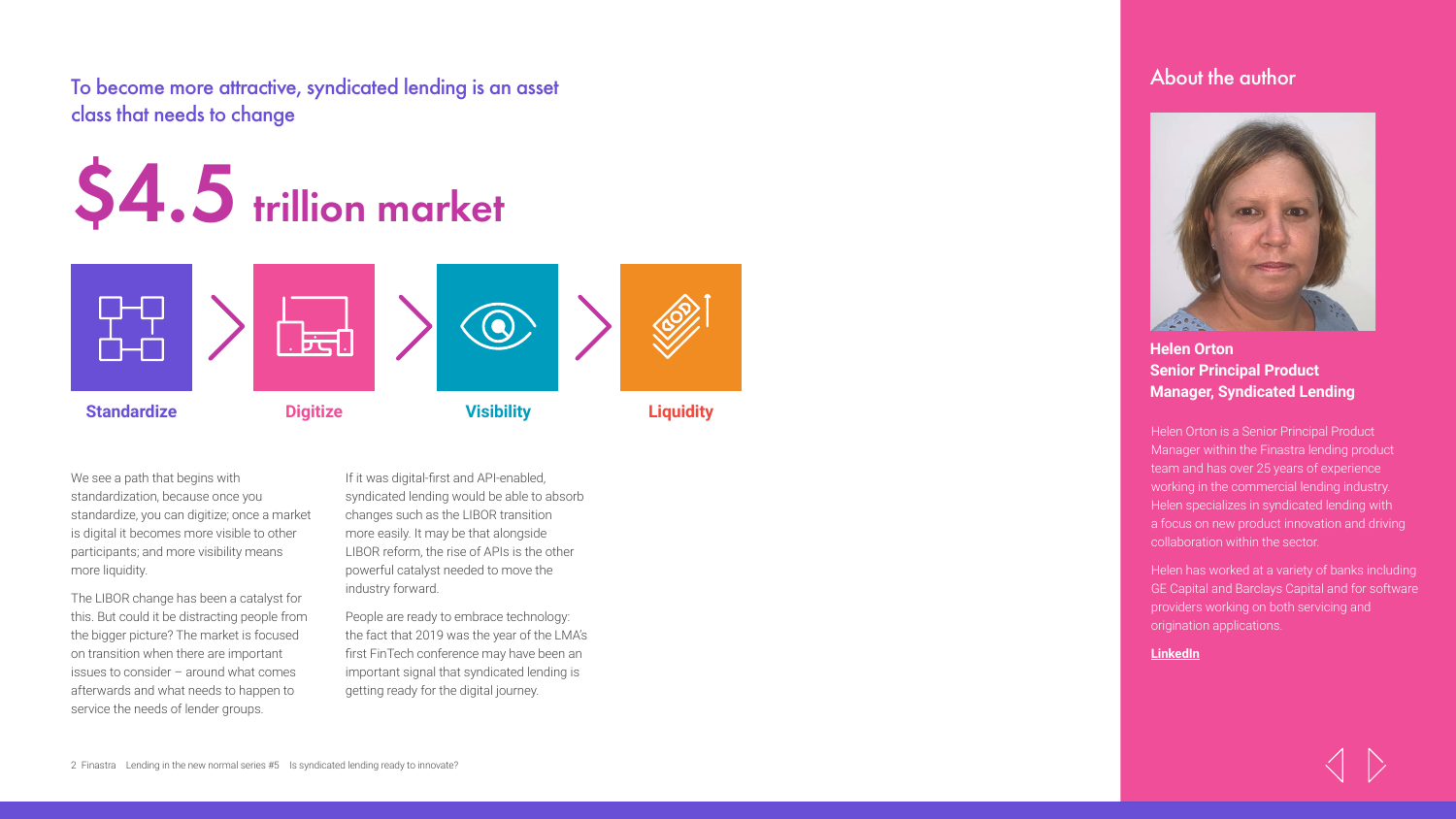## To become more attractive, syndicated lending is an asset class that needs to change

# $4.5 trillion market

**Standardize** > **Digitize** > **Visibility** > **Liquidity**

We see a path that begins with standardization, because once you standardize, you can digitize; once a market is digital it becomes more visible to other participants; and more visibility means more liquidity.

The LIBOR change has been a catalyst for this. But could it be distracting people from the bigger picture? The market is focused on transition when there are important issues to consider – around what comes afterwards and what needs to happen to service the needs of lender groups.

If it was digital-first and API-enabled, syndicated lending would be able to absorb changes such as the LIBOR transition more easily. It may be that alongside LIBOR reform, the rise of APIs is the other powerful catalyst needed to move the industry forward.

People are ready to embrace technology: the fact that 2019 was the year of the LMA's first FinTech conference may have been an important signal that syndicated lending is getting ready for the digital journey.

## About the author

**Helen Orton**
**Senior Principal Product Manager, Syndicated Lending**

Helen Orton is a Senior Principal Product Manager within the Finastra lending product team and has over 25 years of experience working in the commercial lending industry. Helen specializes in syndicated lending with a focus on new product innovation and driving collaboration within the sector.

Helen has worked at a variety of banks including GE Capital and Barclays Capital and for software providers working on both servicing and origination applications.

**LinkedIn**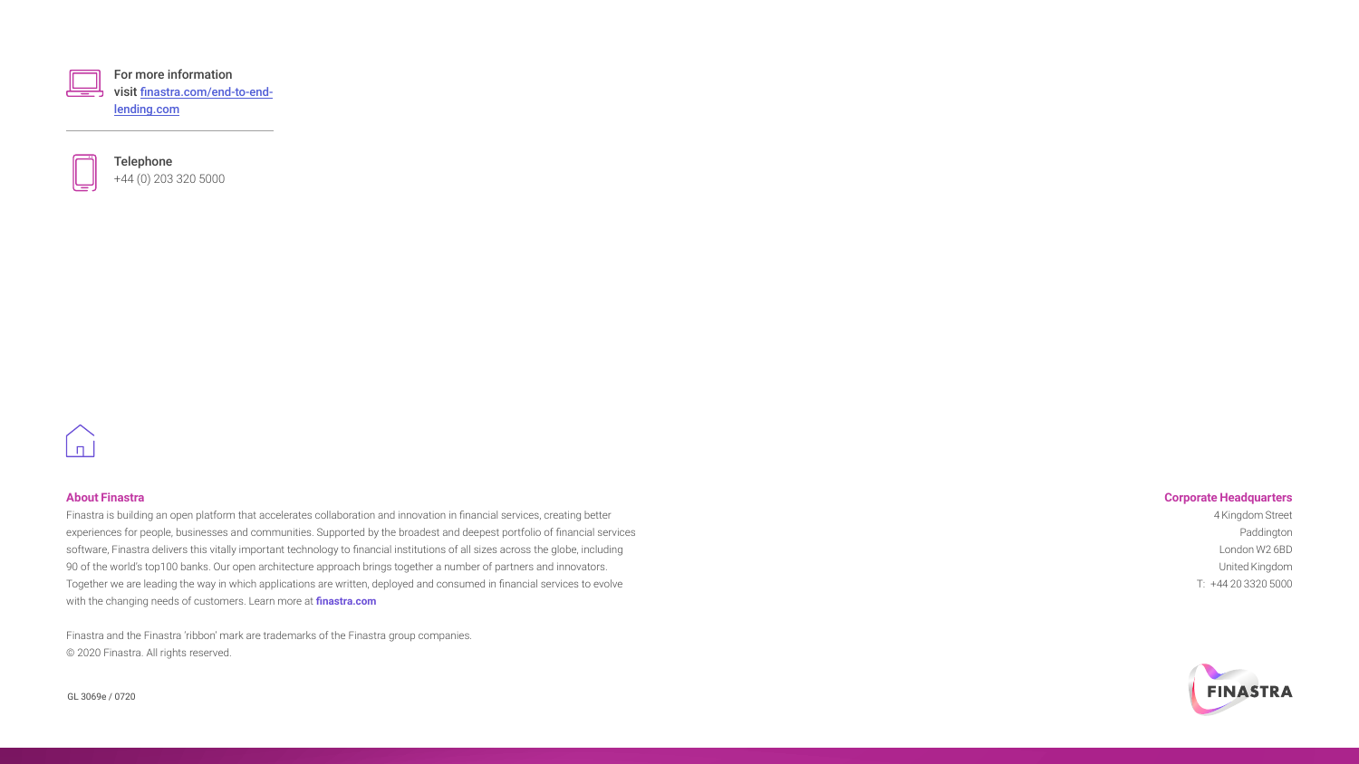For more information
visit [finastra.com/end-to-end-lending.com](finastra.com/end-to-end-lending.com)

Telephone
+44 (0) 203 320 5000

## About Finastra

Finastra is building an open platform that accelerates collaboration and innovation in financial services, creating better experiences for people, businesses and communities. Supported by the broadest and deepest portfolio of financial services software, Finastra delivers this vitally important technology to financial institutions of all sizes across the globe, including 90 of the world's top100 banks. Our open architecture approach brings together a number of partners and innovators. Together we are leading the way in which applications are written, deployed and consumed in financial services to evolve with the changing needs of customers. Learn more at **finastra.com**

Finastra and the Finastra 'ribbon' mark are trademarks of the Finastra group companies.
© 2020 Finastra. All rights reserved.

GL 3069e / 0720

## Corporate Headquarters

4 Kingdom Street
Paddington
London W2 6BD
United Kingdom
T: +44 20 3320 5000

FINASTRA